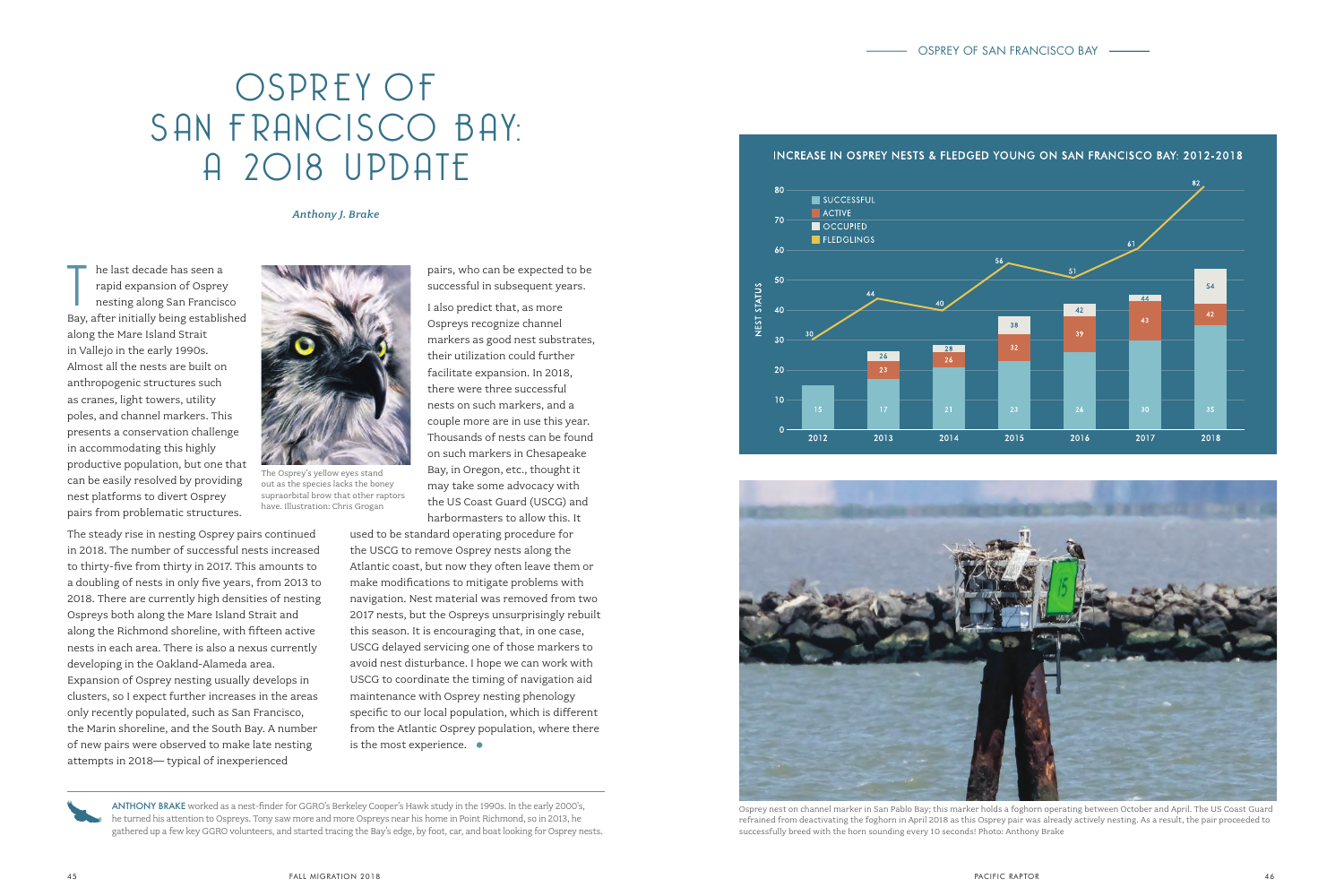# OSPREY OF SAN FRANCISCO BAY: A 2018 UPDATE

*Anthony J. Brake*

The last decade has seen a rapid expansion of Osprey nesting along San Francisco Bay, after initially being established along the Mare Island Strait in Vallejo in the early 1990s. Almost all the nests are built on anthropogenic structures such as cranes, light towers, utility poles, and channel markers. This presents a conservation challenge in accommodating this highly productive population, but one that can be easily resolved by providing nest platforms to divert Osprey pairs from problematic structures.

The Osprey's yellow eyes stand out as the species lacks the boney supraorbital brow that other raptors have. Illustration: Chris Grogan

The steady rise in nesting Osprey pairs continued in 2018. The number of successful nests increased to thirty-five from thirty in 2017. This amounts to a doubling of nests in only five years, from 2013 to 2018. There are currently high densities of nesting Ospreys both along the Mare Island Strait and along the Richmond shoreline, with fifteen active nests in each area. There is also a nexus currently developing in the Oakland-Alameda area. Expansion of Osprey nesting usually develops in clusters, so I expect further increases in the areas only recently populated, such as San Francisco, the Marin shoreline, and the South Bay. A number of new pairs were observed to make late nesting attempts in 2018— typical of inexperienced pairs, who can be expected to be successful in subsequent years.

I also predict that, as more Ospreys recognize channel markers as good nest substrates, their utilization could further facilitate expansion. In 2018, there were three successful nests on such markers, and a couple more are in use this year. Thousands of nests can be found on such markers in Chesapeake Bay, in Oregon, etc., thought it may take some advocacy with the US Coast Guard (USCG) and harbormasters to allow this. It used to be standard operating procedure for the USCG to remove Osprey nests along the Atlantic coast, but now they often leave them or make modifications to mitigate problems with navigation. Nest material was removed from two 2017 nests, but the Ospreys unsurprisingly rebuilt this season. It is encouraging that, in one case, USCG delayed servicing one of those markers to avoid nest disturbance. I hope we can work with USCG to coordinate the timing of navigation aid maintenance with Osprey nesting phenology specific to our local population, which is different from the Atlantic Osprey population, where there is the most experience.

**ANTHONY BRAKE** worked as a nest-finder for GGRO's Berkeley Cooper's Hawk study in the 1990s. In the early 2000's, he turned his attention to Ospreys. Tony saw more and more Ospreys near his home in Point Richmond, so in 2013, he gathered up a few key GGRO volunteers, and started tracing the Bay's edge, by foot, car, and boat looking for Osprey nests.

**INCREASE IN OSPREY NESTS & FLEDGED YOUNG ON SAN FRANCISCO BAY: 2012-2018**

| Year | Successful | Active | Occupied | Fledglings |
|---|---|---|---|---|
| 2012 | 15 | | | 30 |
| 2013 | 17 | 23 | 26 | 44 |
| 2014 | 21 | 26 | 28 | 40 |
| 2015 | 23 | 32 | 38 | 56 |
| 2016 | 26 | 39 | 42 | 51 |
| 2017 | 30 | 43 | 44 | 61 |
| 2018 | 35 | 42 | 54 | 82 |

Osprey nest on channel marker in San Pablo Bay; this marker holds a foghorn operating between October and April. The US Coast Guard refrained from deactivating the foghorn in April 2018 as this Osprey pair was already actively nesting. As a result, the pair proceeded to successfully breed with the horn sounding every 10 seconds! Photo: Anthony Brake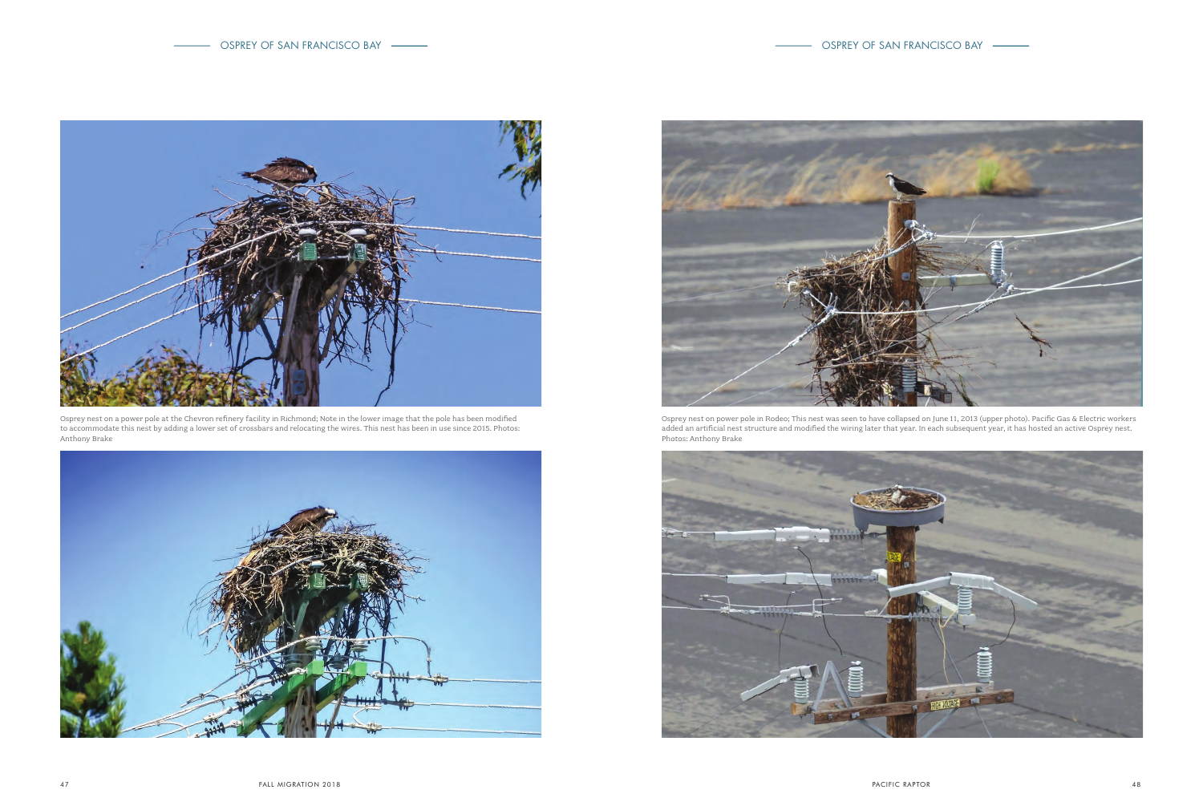Osprey nest on a power pole at the Chevron refinery facility in Richmond; Note in the lower image that the pole has been modified to accommodate this nest by adding a lower set of crossbars and relocating the wires. This nest has been in use since 2015. Photos: Anthony Brake

Osprey nest on power pole in Rodeo; This nest was seen to have collapsed on June 11, 2013 (upper photo). Pacific Gas & Electric workers added an artificial nest structure and modified the wiring later that year. In each subsequent year, it has hosted an active Osprey nest. Photos: Anthony Brake